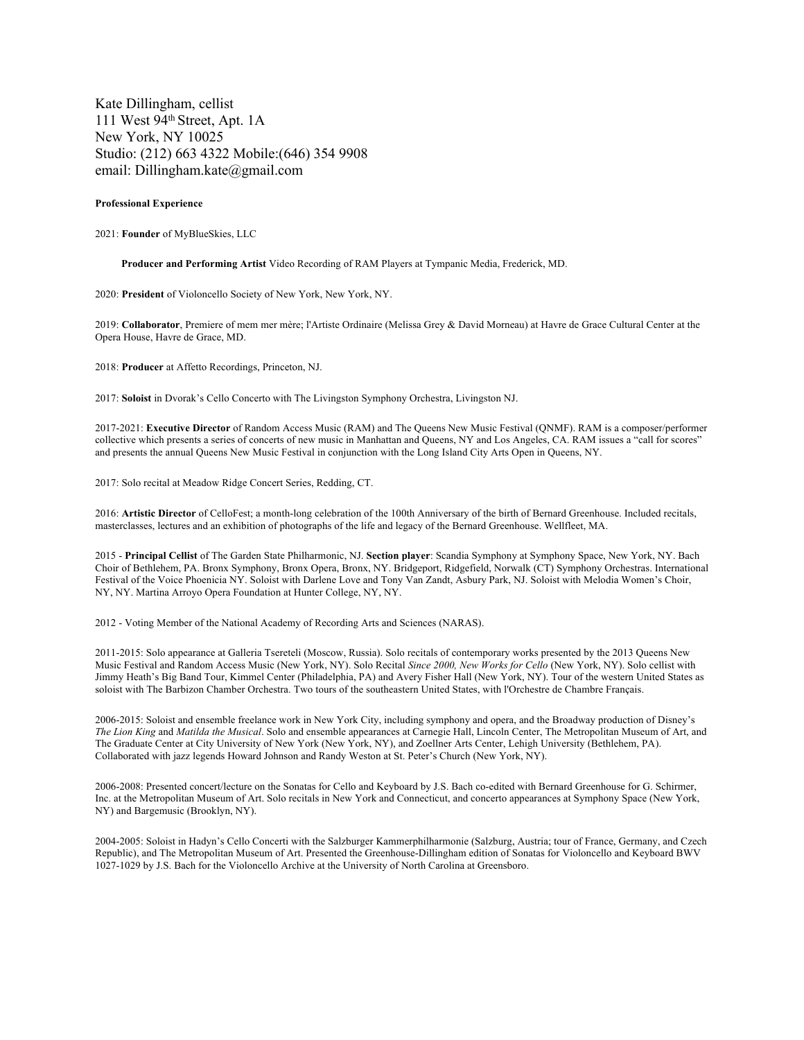Kate Dillingham, cellist
111 West 94th Street, Apt. 1A
New York, NY 10025
Studio: (212) 663 4322 Mobile:(646) 354 9908
email: Dillingham.kate@gmail.com

**Professional Experience**

2021: **Founder** of MyBlueSkies, LLC

**Producer and Performing Artist** Video Recording of RAM Players at Tympanic Media, Frederick, MD.

2020: **President** of Violoncello Society of New York, New York, NY.

2019: **Collaborator**, Premiere of mem mer mère; l'Artiste Ordinaire (Melissa Grey & David Morneau) at Havre de Grace Cultural Center at the Opera House, Havre de Grace, MD.

2018: **Producer** at Affetto Recordings, Princeton, NJ.

2017: **Soloist** in Dvorak's Cello Concerto with The Livingston Symphony Orchestra, Livingston NJ.

2017-2021: **Executive Director** of Random Access Music (RAM) and The Queens New Music Festival (QNMF). RAM is a composer/performer collective which presents a series of concerts of new music in Manhattan and Queens, NY and Los Angeles, CA. RAM issues a "call for scores" and presents the annual Queens New Music Festival in conjunction with the Long Island City Arts Open in Queens, NY.

2017: Solo recital at Meadow Ridge Concert Series, Redding, CT.

2016: **Artistic Director** of CelloFest; a month-long celebration of the 100th Anniversary of the birth of Bernard Greenhouse. Included recitals, masterclasses, lectures and an exhibition of photographs of the life and legacy of the Bernard Greenhouse. Wellfleet, MA.

2015 - **Principal Cellist** of The Garden State Philharmonic, NJ. **Section player**: Scandia Symphony at Symphony Space, New York, NY. Bach Choir of Bethlehem, PA. Bronx Symphony, Bronx Opera, Bronx, NY. Bridgeport, Ridgefield, Norwalk (CT) Symphony Orchestras. International Festival of the Voice Phoenicia NY. Soloist with Darlene Love and Tony Van Zandt, Asbury Park, NJ. Soloist with Melodia Women's Choir, NY, NY. Martina Arroyo Opera Foundation at Hunter College, NY, NY.

2012 - Voting Member of the National Academy of Recording Arts and Sciences (NARAS).

2011-2015: Solo appearance at Galleria Tsereteli (Moscow, Russia). Solo recitals of contemporary works presented by the 2013 Queens New Music Festival and Random Access Music (New York, NY). Solo Recital *Since 2000, New Works for Cello* (New York, NY). Solo cellist with Jimmy Heath's Big Band Tour, Kimmel Center (Philadelphia, PA) and Avery Fisher Hall (New York, NY). Tour of the western United States as soloist with The Barbizon Chamber Orchestra. Two tours of the southeastern United States, with l'Orchestre de Chambre Français.

2006-2015: Soloist and ensemble freelance work in New York City, including symphony and opera, and the Broadway production of Disney's *The Lion King* and *Matilda the Musical*. Solo and ensemble appearances at Carnegie Hall, Lincoln Center, The Metropolitan Museum of Art, and The Graduate Center at City University of New York (New York, NY), and Zoellner Arts Center, Lehigh University (Bethlehem, PA). Collaborated with jazz legends Howard Johnson and Randy Weston at St. Peter's Church (New York, NY).

2006-2008: Presented concert/lecture on the Sonatas for Cello and Keyboard by J.S. Bach co-edited with Bernard Greenhouse for G. Schirmer, Inc. at the Metropolitan Museum of Art. Solo recitals in New York and Connecticut, and concerto appearances at Symphony Space (New York, NY) and Bargemusic (Brooklyn, NY).

2004-2005: Soloist in Hadyn's Cello Concerti with the Salzburger Kammerphilharmonie (Salzburg, Austria; tour of France, Germany, and Czech Republic), and The Metropolitan Museum of Art. Presented the Greenhouse-Dillingham edition of Sonatas for Violoncello and Keyboard BWV 1027-1029 by J.S. Bach for the Violoncello Archive at the University of North Carolina at Greensboro.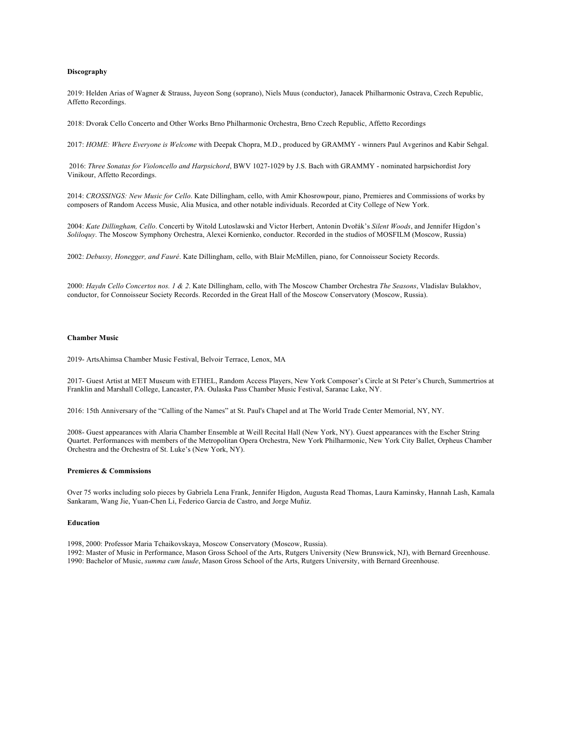**Discography**

2019: Helden Arias of Wagner & Strauss, Juyeon Song (soprano), Niels Muus (conductor), Janacek Philharmonic Ostrava, Czech Republic, Affetto Recordings.

2018: Dvorak Cello Concerto and Other Works Brno Philharmonic Orchestra, Brno Czech Republic, Affetto Recordings

2017: *HOME: Where Everyone is Welcome* with Deepak Chopra, M.D., produced by GRAMMY - winners Paul Avgerinos and Kabir Sehgal.

2016: *Three Sonatas for Violoncello and Harpsichord*, BWV 1027-1029 by J.S. Bach with GRAMMY - nominated harpsichordist Jory Vinikour, Affetto Recordings.

2014: *CROSSINGS: New Music for Cello*. Kate Dillingham, cello, with Amir Khosrowpour, piano, Premieres and Commissions of works by composers of Random Access Music, Alia Musica, and other notable individuals. Recorded at City College of New York.

2004: *Kate Dillingham, Cello*. Concerti by Witold Lutoslawski and Victor Herbert, Antonin Dvořák's *Silent Woods*, and Jennifer Higdon's *Soliloquy*. The Moscow Symphony Orchestra, Alexei Kornienko, conductor. Recorded in the studios of MOSFILM (Moscow, Russia)

2002: *Debussy, Honegger, and Fauré*. Kate Dillingham, cello, with Blair McMillen, piano, for Connoisseur Society Records.

2000: *Haydn Cello Concertos nos. 1 & 2*. Kate Dillingham, cello, with The Moscow Chamber Orchestra *The Seasons*, Vladislav Bulakhov, conductor, for Connoisseur Society Records. Recorded in the Great Hall of the Moscow Conservatory (Moscow, Russia).

**Chamber Music**

2019- ArtsAhimsa Chamber Music Festival, Belvoir Terrace, Lenox, MA

2017- Guest Artist at MET Museum with ETHEL, Random Access Players, New York Composer's Circle at St Peter's Church, Summertrios at Franklin and Marshall College, Lancaster, PA. Oulaska Pass Chamber Music Festival, Saranac Lake, NY.

2016: 15th Anniversary of the "Calling of the Names" at St. Paul's Chapel and at The World Trade Center Memorial, NY, NY.

2008- Guest appearances with Alaria Chamber Ensemble at Weill Recital Hall (New York, NY). Guest appearances with the Escher String Quartet. Performances with members of the Metropolitan Opera Orchestra, New York Philharmonic, New York City Ballet, Orpheus Chamber Orchestra and the Orchestra of St. Luke's (New York, NY).

**Premieres & Commissions**

Over 75 works including solo pieces by Gabriela Lena Frank, Jennifer Higdon, Augusta Read Thomas, Laura Kaminsky, Hannah Lash, Kamala Sankaram, Wang Jie, Yuan-Chen Li, Federico Garcia de Castro, and Jorge Muñiz.

**Education**

1998, 2000: Professor Maria Tchaikovskaya, Moscow Conservatory (Moscow, Russia).
1992: Master of Music in Performance, Mason Gross School of the Arts, Rutgers University (New Brunswick, NJ), with Bernard Greenhouse.
1990: Bachelor of Music, *summa cum laude*, Mason Gross School of the Arts, Rutgers University, with Bernard Greenhouse.